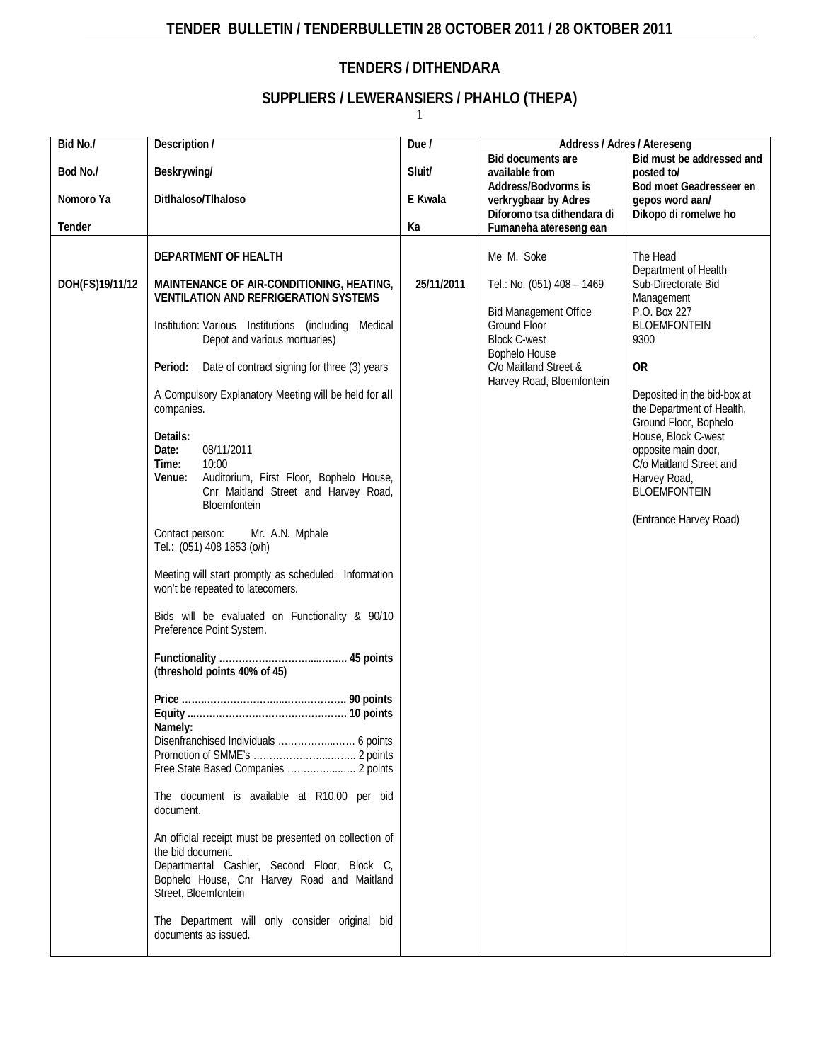# TENDER BULLETIN / TENDERBULLETIN 28 OCTOBER 2011 / 28 OKTOBER 2011

## TENDERS / DITHENDARA

### SUPPLIERS / LEWERANSIERS / PHAHLO (THEPA)

1

| Bid No./ Bod No./ Nomoro Ya Tender | Description / Beskrywing/ Ditlhaloso/Tlhaloso | Due / Sluit/ E Kwala Ka | Address / Adres / Atereseng: Bid documents are available from Address/Bodvorms is verkrygbaar by Adres Diforomo tsa dithendara di Fumaneha atereseng ean | Address / Adres / Atereseng: Bid must be addressed and posted to/ Bod moet Geadresseer en gepos word aan/ Dikopo di romelwe ho |
|---|---|---|---|---|
| DOH(FS)19/11/12 | **DEPARTMENT OF HEALTH**<br><br>**MAINTENANCE OF AIR-CONDITIONING, HEATING, VENTILATION AND REFRIGERATION SYSTEMS**<br><br>Institution: Various Institutions (including Medical Depot and various mortuaries)<br><br>**Period:** Date of contract signing for three (3) years<br><br>A Compulsory Explanatory Meeting will be held for **all** companies.<br><br>**Details:**<br>**Date:** 08/11/2011<br>**Time:** 10:00<br>**Venue:** Auditorium, First Floor, Bophelo House, Cnr Maitland Street and Harvey Road, Bloemfontein<br><br>Contact person: Mr. A.N. Mphale<br>Tel.: (051) 408 1853 (o/h)<br><br>Meeting will start promptly as scheduled. Information won't be repeated to latecomers.<br><br>Bids will be evaluated on Functionality & 90/10 Preference Point System.<br><br>**Functionality ………………………..……. 45 points**<br>**(threshold points 40% of 45)**<br><br>**Price ……………………….…………… 90 points**<br>**Equity …………………………………… 10 points**<br>**Namely:**<br>Disenfranchised Individuals ………………. 6 points<br>Promotion of SMME's ……………………. 2 points<br>Free State Based Companies ……………… 2 points<br><br>The document is available at R10.00 per bid document.<br><br>An official receipt must be presented on collection of the bid document.<br>Departmental Cashier, Second Floor, Block C, Bophelo House, Cnr Harvey Road and Maitland Street, Bloemfontein<br><br>The Department will only consider original bid documents as issued. | 25/11/2011 | Me M. Soke<br><br>Tel.: No. (051) 408 – 1469<br><br>Bid Management Office<br>Ground Floor<br>Block C-west<br>Bophelo House<br>C/o Maitland Street & Harvey Road, Bloemfontein | The Head<br>Department of Health<br>Sub-Directorate Bid Management<br>P.O. Box 227<br>BLOEMFONTEIN<br>9300<br><br>**OR**<br><br>Deposited in the bid-box at the Department of Health, Ground Floor, Bophelo House, Block C-west opposite main door, C/o Maitland Street and Harvey Road, BLOEMFONTEIN<br><br>(Entrance Harvey Road) |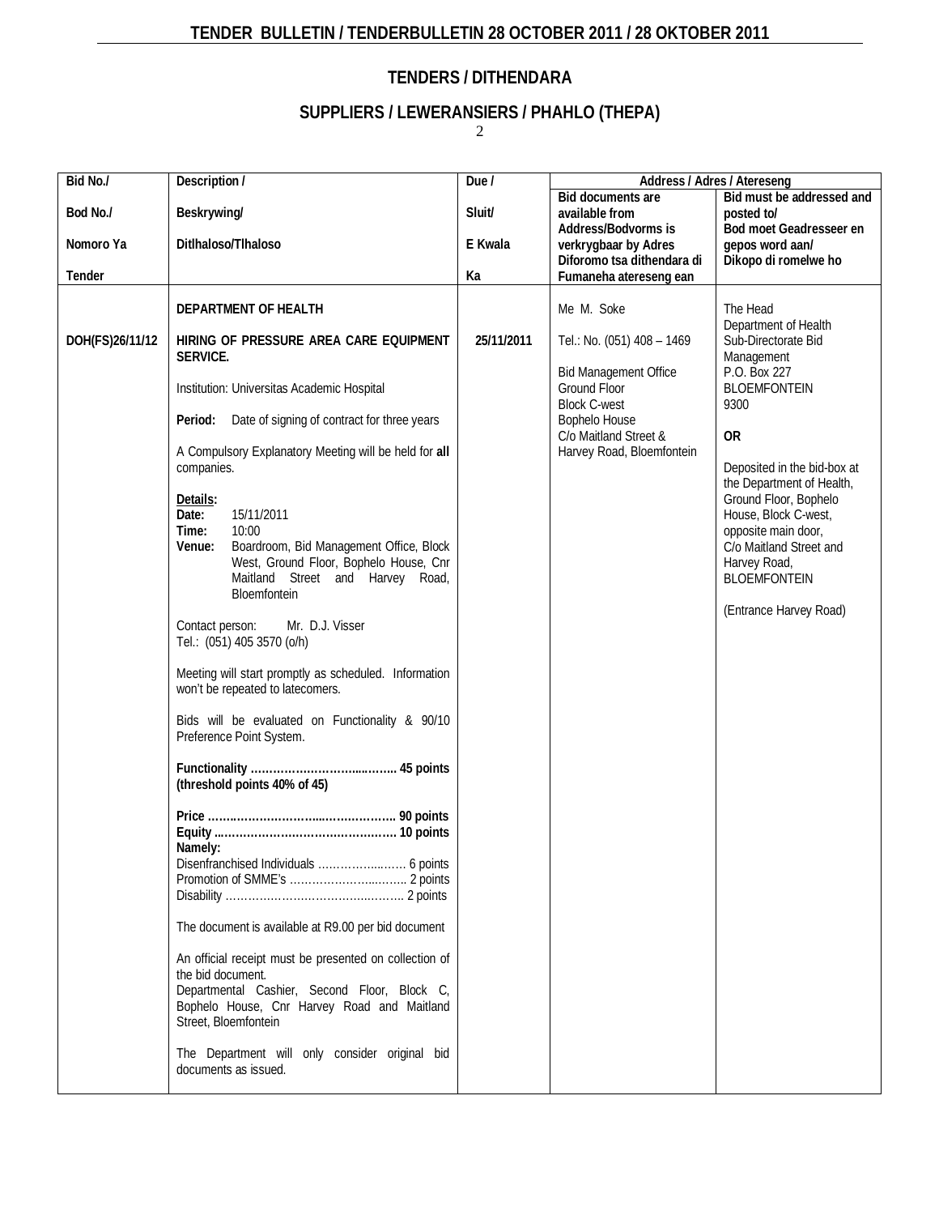## TENDERS / DITHENDARA

## SUPPLIERS / LEWERANSIERS / PHAHLO (THEPA)

| Bid No./ Bod No./ Nomoro Ya Tender | Description / Beskrywing/ Ditlhaloso/Tlhaloso | Due / Sluit/ E Kwala Ka | Address / Adres / Atereseng | |
|---|---|---|---|---|
| | | | Bid documents are available from Address/Bodvorms is verkrygbaar by Adres Diforomo tsa dithendara di Fumaneha atereseng ean | Bid must be addressed and posted to/ Bod moet Geadresseer en gepos word aan/ Dikopo di romelwe ho |
| DOH(FS)26/11/12 | **DEPARTMENT OF HEALTH**<br><br>**HIRING OF PRESSURE AREA CARE EQUIPMENT SERVICE.**<br><br>Institution: Universitas Academic Hospital<br><br>**Period:** Date of signing of contract for three years<br><br>A Compulsory Explanatory Meeting will be held for **all** companies.<br><br>**Details:**<br>**Date:** 15/11/2011<br>**Time:** 10:00<br>**Venue:** Boardroom, Bid Management Office, Block West, Ground Floor, Bophelo House, Cnr Maitland Street and Harvey Road, Bloemfontein<br><br>Contact person: Mr. D.J. Visser<br>Tel.: (051) 405 3570 (o/h)<br><br>Meeting will start promptly as scheduled. Information won't be repeated to latecomers.<br><br>Bids will be evaluated on Functionality & 90/10 Preference Point System.<br><br>**Functionality ………………………..……….. 45 points**<br>**(threshold points 40% of 45)**<br><br>**Price ……..……………….....……………… 90 points**<br>**Equity ..…………………..…………..……… 10 points**<br>**Namely:**<br>Disenfranchised Individuals ……………...……. 6 points<br>Promotion of SMME's ……………………...…….. 2 points<br>Disability ……………….……………….………. 2 points<br><br>The document is available at R9.00 per bid document<br><br>An official receipt must be presented on collection of the bid document.<br>Departmental Cashier, Second Floor, Block C, Bophelo House, Cnr Harvey Road and Maitland Street, Bloemfontein<br><br>The Department will only consider original bid documents as issued. | 25/11/2011 | Me M. Soke<br><br>Tel.: No. (051) 408 – 1469<br><br>Bid Management Office<br>Ground Floor<br>Block C-west<br>Bophelo House<br>C/o Maitland Street & Harvey Road, Bloemfontein | The Head<br>Department of Health<br>Sub-Directorate Bid Management<br>P.O. Box 227<br>BLOEMFONTEIN<br>9300<br><br>**OR**<br><br>Deposited in the bid-box at the Department of Health, Ground Floor, Bophelo House, Block C-west, opposite main door, C/o Maitland Street and Harvey Road, BLOEMFONTEIN<br><br>(Entrance Harvey Road) |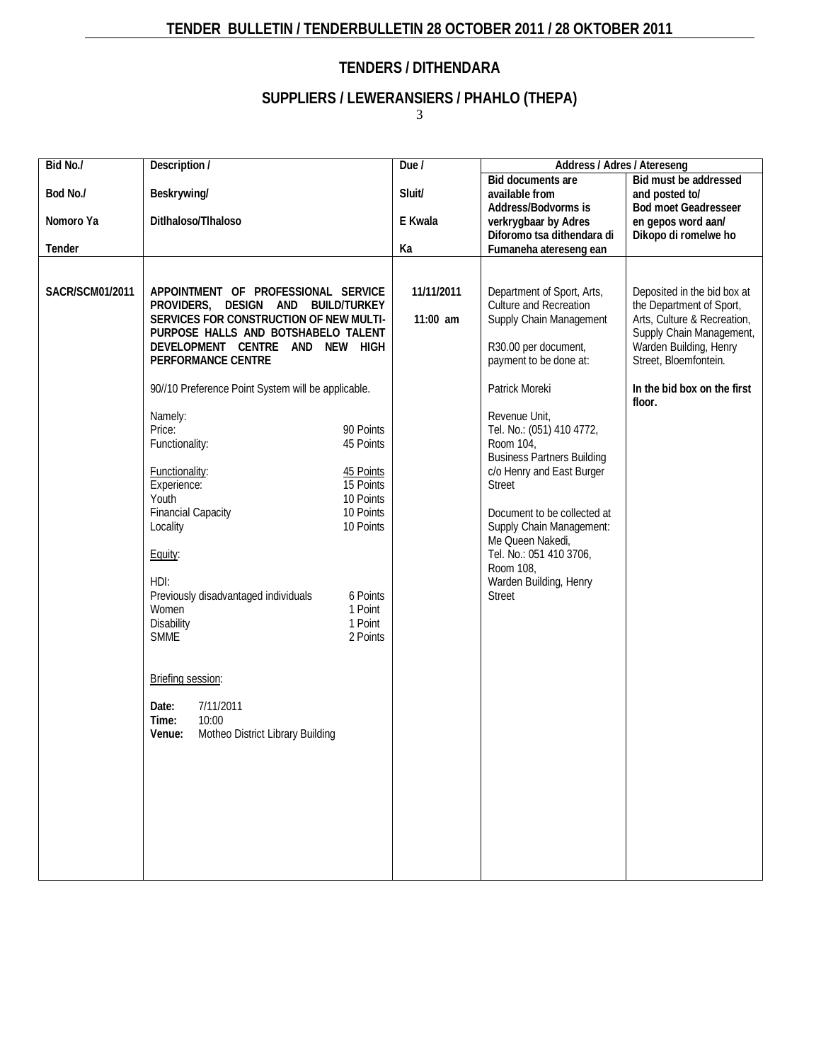## TENDERS / DITHENDARA

## SUPPLIERS / LEWERANSIERS / PHAHLO (THEPA)

| Bid No./ Bod No./ Nomoro Ya Tender | Description / Beskrywing/ Ditlhaloso/Tlhaloso | Due / Sluit/ E Kwala Ka | Address / Adres / Atereseng | |
|---|---|---|---|---|
| | | | **Bid documents are available from Address/Bodvorms is verkrygbaar by Adres Diforomo tsa dithendara di Fumaneha atereseng ean** | **Bid must be addressed and posted to/ Bod moet Geadresseer en gepos word aan/ Dikopo di romelwe ho** |
| **SACR/SCM01/2011** | **APPOINTMENT OF PROFESSIONAL SERVICE PROVIDERS, DESIGN AND BUILD/TURKEY SERVICES FOR CONSTRUCTION OF NEW MULTI-PURPOSE HALLS AND BOTSHABELO TALENT DEVELOPMENT CENTRE AND NEW HIGH PERFORMANCE CENTRE**<br><br>90//10 Preference Point System will be applicable.<br><br>Namely:<br>Price: 90 Points<br>Functionality: 45 Points<br><br>Functionality: 45 Points<br>Experience: 15 Points<br>Youth 10 Points<br>Financial Capacity 10 Points<br>Locality 10 Points<br><br>Equity:<br><br>HDI:<br>Previously disadvantaged individuals 6 Points<br>Women 1 Point<br>Disability 1 Point<br>SMME 2 Points<br><br>Briefing session:<br><br>**Date:** 7/11/2011<br>**Time:** 10:00<br>**Venue:** Motheo District Library Building | **11/11/2011**<br><br>**11:00 am** | Department of Sport, Arts, Culture and Recreation Supply Chain Management<br><br>R30.00 per document, payment to be done at:<br><br>Patrick Moreki<br><br>Revenue Unit, Tel. No.: (051) 410 4772, Room 104, Business Partners Building c/o Henry and East Burger Street<br><br>Document to be collected at Supply Chain Management: Me Queen Nakedi, Tel. No.: 051 410 3706, Room 108, Warden Building, Henry Street | Deposited in the bid box at the Department of Sport, Arts, Culture & Recreation, Supply Chain Management, Warden Building, Henry Street, Bloemfontein.<br><br>**In the bid box on the first floor.** |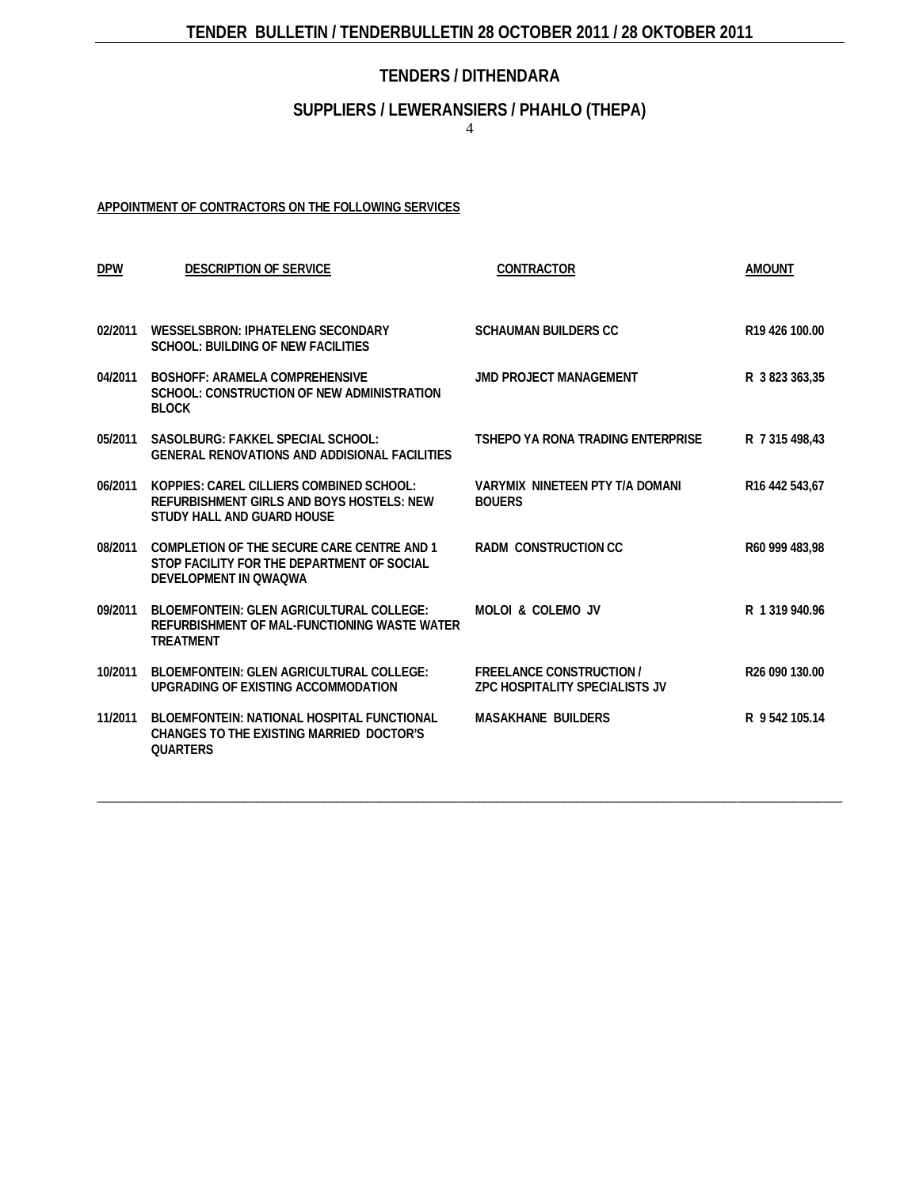# TENDERS / DITHENDARA

## SUPPLIERS / LEWERANSIERS / PHAHLO (THEPA)

**APPOINTMENT OF CONTRACTORS ON THE FOLLOWING SERVICES**

| DPW | DESCRIPTION OF SERVICE | CONTRACTOR | AMOUNT |
|---|---|---|---|
| 02/2011 | WESSELSBRON: IPHATELENG SECONDARY SCHOOL: BUILDING OF NEW FACILITIES | SCHAUMAN BUILDERS CC | R19 426 100.00 |
| 04/2011 | BOSHOFF: ARAMELA COMPREHENSIVE SCHOOL: CONSTRUCTION OF NEW ADMINISTRATION BLOCK | JMD PROJECT MANAGEMENT | R 3 823 363,35 |
| 05/2011 | SASOLBURG: FAKKEL SPECIAL SCHOOL: GENERAL RENOVATIONS AND ADDISIONAL FACILITIES | TSHEPO YA RONA TRADING ENTERPRISE | R 7 315 498,43 |
| 06/2011 | KOPPIES: CAREL CILLIERS COMBINED SCHOOL: REFURBISHMENT GIRLS AND BOYS HOSTELS: NEW STUDY HALL AND GUARD HOUSE | VARYMIX NINETEEN PTY T/A DOMANI BOUERS | R16 442 543,67 |
| 08/2011 | COMPLETION OF THE SECURE CARE CENTRE AND 1 STOP FACILITY FOR THE DEPARTMENT OF SOCIAL DEVELOPMENT IN QWAQWA | RADM CONSTRUCTION CC | R60 999 483,98 |
| 09/2011 | BLOEMFONTEIN: GLEN AGRICULTURAL COLLEGE: REFURBISHMENT OF MAL-FUNCTIONING WASTE WATER TREATMENT | MOLOI & COLEMO JV | R 1 319 940.96 |
| 10/2011 | BLOEMFONTEIN: GLEN AGRICULTURAL COLLEGE: UPGRADING OF EXISTING ACCOMMODATION | FREELANCE CONSTRUCTION / ZPC HOSPITALITY SPECIALISTS JV | R26 090 130.00 |
| 11/2011 | BLOEMFONTEIN: NATIONAL HOSPITAL FUNCTIONAL CHANGES TO THE EXISTING MARRIED DOCTOR'S QUARTERS | MASAKHANE BUILDERS | R 9 542 105.14 |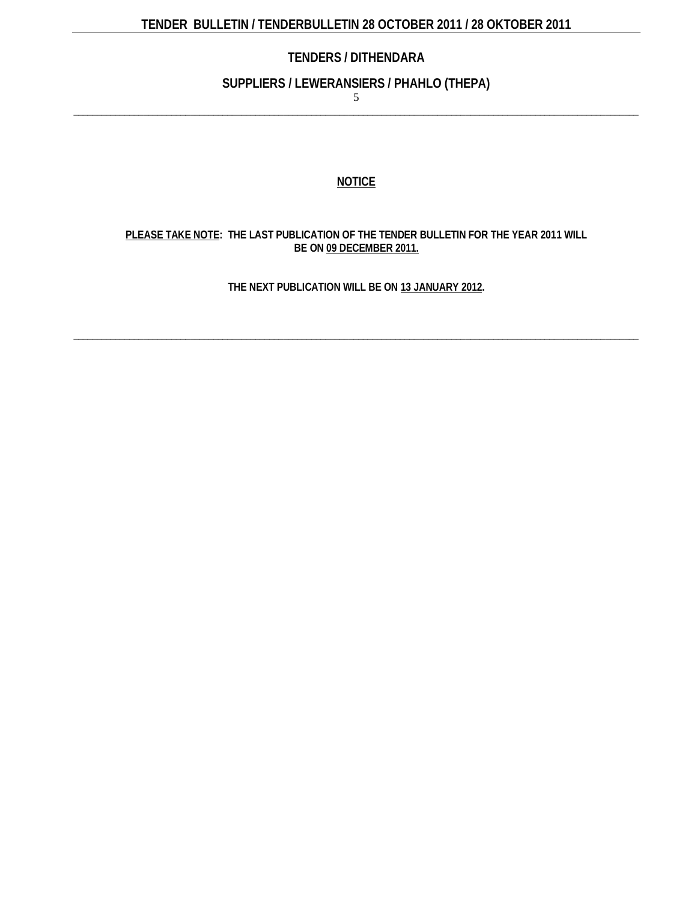# TENDERS / DITHENDARA

## SUPPLIERS / LEWERANSIERS / PHAHLO (THEPA)

---

### NOTICE

**PLEASE TAKE NOTE: THE LAST PUBLICATION OF THE TENDER BULLETIN FOR THE YEAR 2011 WILL BE ON 09 DECEMBER 2011.**

**THE NEXT PUBLICATION WILL BE ON 13 JANUARY 2012.**

---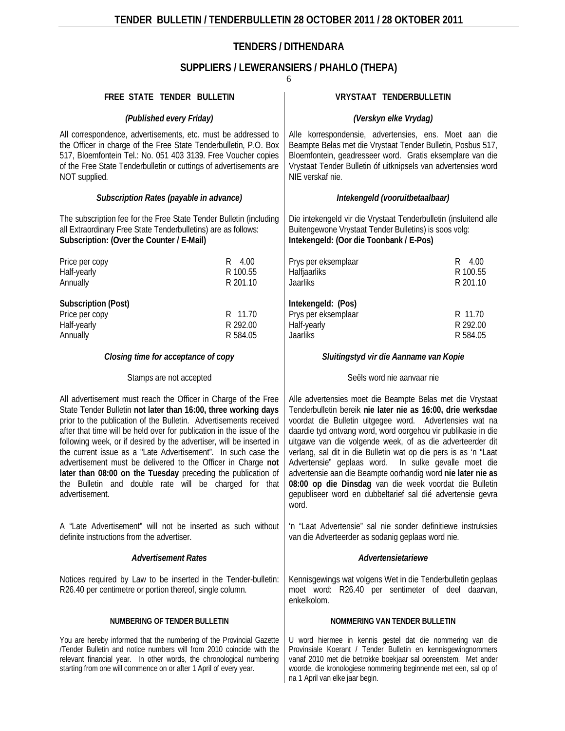## TENDERS / DITHENDARA

## SUPPLIERS / LEWERANSIERS / PHAHLO (THEPA)

### FREE STATE TENDER BULLETIN

*(Published every Friday)*

All correspondence, advertisements, etc. must be addressed to the Officer in charge of the Free State Tenderbulletin, P.O. Box 517, Bloemfontein Tel.: No. 051 403 3139. Free Voucher copies of the Free State Tenderbulletin or cuttings of advertisements are NOT supplied.

***Subscription Rates (payable in advance)***

The subscription fee for the Free State Tender Bulletin (including all Extraordinary Free State Tenderbulletins) are as follows:
**Subscription: (Over the Counter / E-Mail)**

| | |
|---|---|
| Price per copy | R 4.00 |
| Half-yearly | R 100.55 |
| Annually | R 201.10 |

**Subscription (Post)**

| | |
|---|---|
| Price per copy | R 11.70 |
| Half-yearly | R 292.00 |
| Annually | R 584.05 |

***Closing time for acceptance of copy***

Stamps are not accepted

All advertisement must reach the Officer in Charge of the Free State Tender Bulletin **not later than 16:00, three working days** prior to the publication of the Bulletin. Advertisements received after that time will be held over for publication in the issue of the following week, or if desired by the advertiser, will be inserted in the current issue as a "Late Advertisement". In such case the advertisement must be delivered to the Officer in Charge **not later than 08:00 on the Tuesday** preceding the publication of the Bulletin and double rate will be charged for that advertisement.

A "Late Advertisement" will not be inserted as such without definite instructions from the advertiser.

***Advertisement Rates***

Notices required by Law to be inserted in the Tender-bulletin: R26.40 per centimetre or portion thereof, single column.

**NUMBERING OF TENDER BULLETIN**

You are hereby informed that the numbering of the Provincial Gazette /Tender Bulletin and notice numbers will from 2010 coincide with the relevant financial year. In other words, the chronological numbering starting from one will commence on or after 1 April of every year.

### VRYSTAAT TENDERBULLETIN

*(Verskyn elke Vrydag)*

Alle korrespondensie, advertensies, ens. Moet aan die Beampte Belas met die Vrystaat Tender Bulletin, Posbus 517, Bloemfontein, geadresseer word. Gratis eksemplare van die Vrystaat Tender Bulletin óf uitknipsels van advertensies word NIE verskaf nie.

***Intekengeld (vooruitbetaalbaar)***

Die intekengeld vir die Vrystaat Tenderbulletin (insluitend alle Buitengewone Vrystaat Tender Bulletins) is soos volg:
**Intekengeld: (Oor die Toonbank / E-Pos)**

| | |
|---|---|
| Prys per eksemplaar | R 4.00 |
| Halfjaarliks | R 100.55 |
| Jaarliks | R 201.10 |

**Intekengeld: (Pos)**

| | |
|---|---|
| Prys per eksemplaar | R 11.70 |
| Half-yearly | R 292.00 |
| Jaarliks | R 584.05 |

***Sluitingstyd vir die Aanname van Kopie***

Seëls word nie aanvaar nie

Alle advertensies moet die Beampte Belas met die Vrystaat Tenderbulletin bereik **nie later nie as 16:00, drie werksdae** voordat die Bulletin uitgegee word. Advertensies wat na daardie tyd ontvang word, word oorgehou vir publikasie in die uitgawe van die volgende week, of as die adverteerder dit verlang, sal dit in die Bulletin wat op die pers is as 'n "Laat Advertensie" geplaas word. In sulke gevalle moet die advertensie aan die Beampte oorhandig word **nie later nie as 08:00 op die Dinsdag** van die week voordat die Bulletin gepubliseer word en dubbeltarief sal dié advertensie gevra word.

'n "Laat Advertensie" sal nie sonder definitiewe instruksies van die Adverteerder as sodanig geplaas word nie.

***Advertensietariewe***

Kennisgewings wat volgens Wet in die Tenderbulletin geplaas moet word: R26.40 per sentimeter of deel daarvan, enkelkolom.

**NOMMERING VAN TENDER BULLETIN**

U word hiermee in kennis gestel dat die nommering van die Provinsiale Koerant / Tender Bulletin en kennisgewingnommers vanaf 2010 met die betrokke boekjaar sal ooreenstem. Met ander woorde, die kronologiese nommering beginnende met een, sal op of na 1 April van elke jaar begin.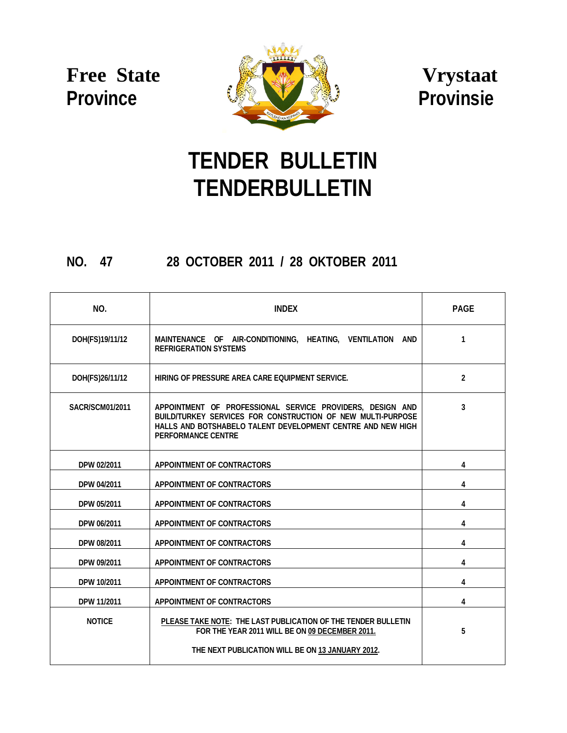Free State Province

Vrystaat Provinsie

# TENDER BULLETIN
# TENDERBULLETIN

## NO. 47 28 OCTOBER 2011 / 28 OKTOBER 2011

| NO. | INDEX | PAGE |
|---|---|---|
| DOH(FS)19/11/12 | MAINTENANCE OF AIR-CONDITIONING, HEATING, VENTILATION AND REFRIGERATION SYSTEMS | 1 |
| DOH(FS)26/11/12 | HIRING OF PRESSURE AREA CARE EQUIPMENT SERVICE. | 2 |
| SACR/SCM01/2011 | APPOINTMENT OF PROFESSIONAL SERVICE PROVIDERS, DESIGN AND BUILD/TURKEY SERVICES FOR CONSTRUCTION OF NEW MULTI-PURPOSE HALLS AND BOTSHABELO TALENT DEVELOPMENT CENTRE AND NEW HIGH PERFORMANCE CENTRE | 3 |
| DPW 02/2011 | APPOINTMENT OF CONTRACTORS | 4 |
| DPW 04/2011 | APPOINTMENT OF CONTRACTORS | 4 |
| DPW 05/2011 | APPOINTMENT OF CONTRACTORS | 4 |
| DPW 06/2011 | APPOINTMENT OF CONTRACTORS | 4 |
| DPW 08/2011 | APPOINTMENT OF CONTRACTORS | 4 |
| DPW 09/2011 | APPOINTMENT OF CONTRACTORS | 4 |
| DPW 10/2011 | APPOINTMENT OF CONTRACTORS | 4 |
| DPW 11/2011 | APPOINTMENT OF CONTRACTORS | 4 |
| NOTICE | PLEASE TAKE NOTE: THE LAST PUBLICATION OF THE TENDER BULLETIN FOR THE YEAR 2011 WILL BE ON 09 DECEMBER 2011. THE NEXT PUBLICATION WILL BE ON 13 JANUARY 2012. | 5 |